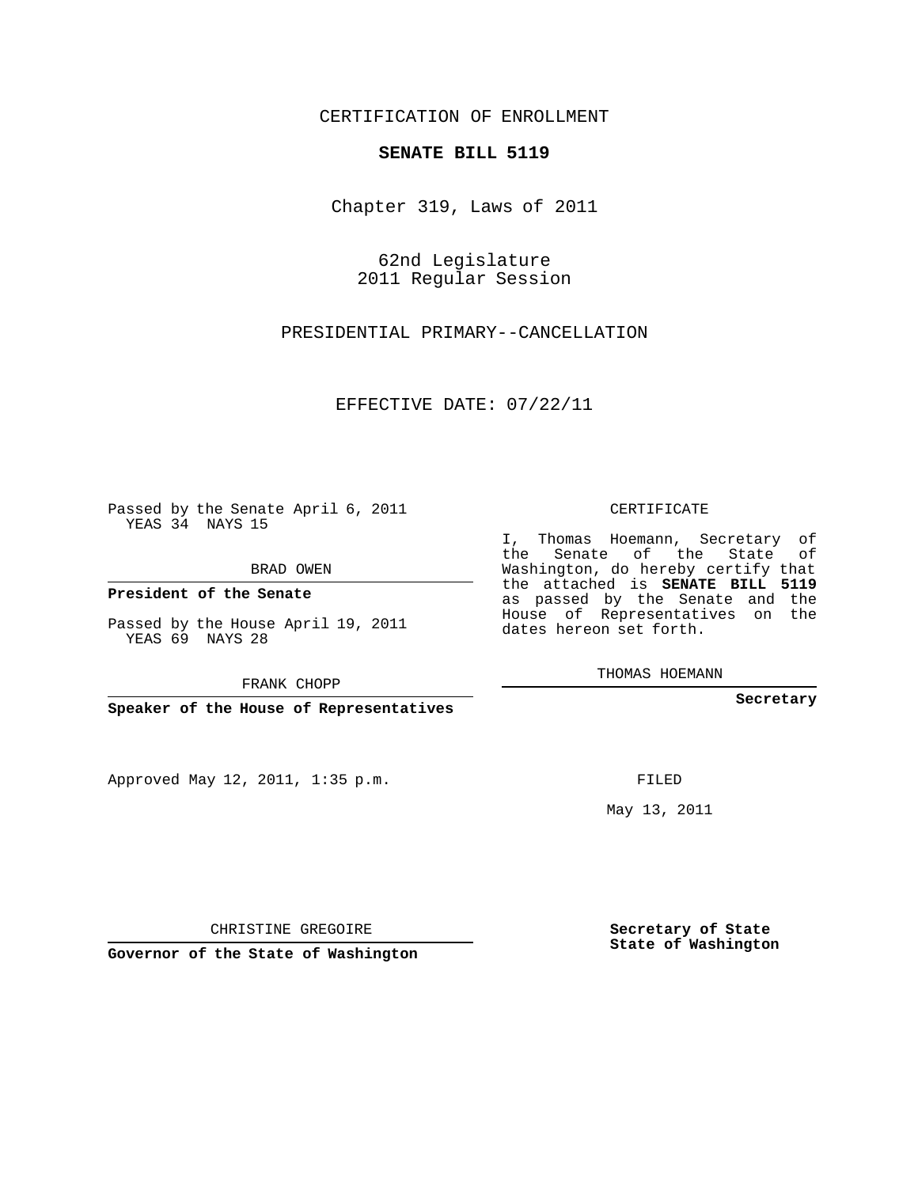CERTIFICATION OF ENROLLMENT

**SENATE BILL 5119**

Chapter 319, Laws of 2011

62nd Legislature
2011 Regular Session

PRESIDENTIAL PRIMARY--CANCELLATION

EFFECTIVE DATE: 07/22/11

Passed by the Senate April 6, 2011
YEAS 34 NAYS 15

BRAD OWEN

**President of the Senate**

Passed by the House April 19, 2011
YEAS 69 NAYS 28

FRANK CHOPP

**Speaker of the House of Representatives**

CERTIFICATE

I, Thomas Hoemann, Secretary of the Senate of the State of Washington, do hereby certify that the attached is **SENATE BILL 5119** as passed by the Senate and the House of Representatives on the dates hereon set forth.

THOMAS HOEMANN

**Secretary**

Approved May 12, 2011, 1:35 p.m.

FILED

May 13, 2011

CHRISTINE GREGOIRE

**Governor of the State of Washington**

**Secretary of State**
**State of Washington**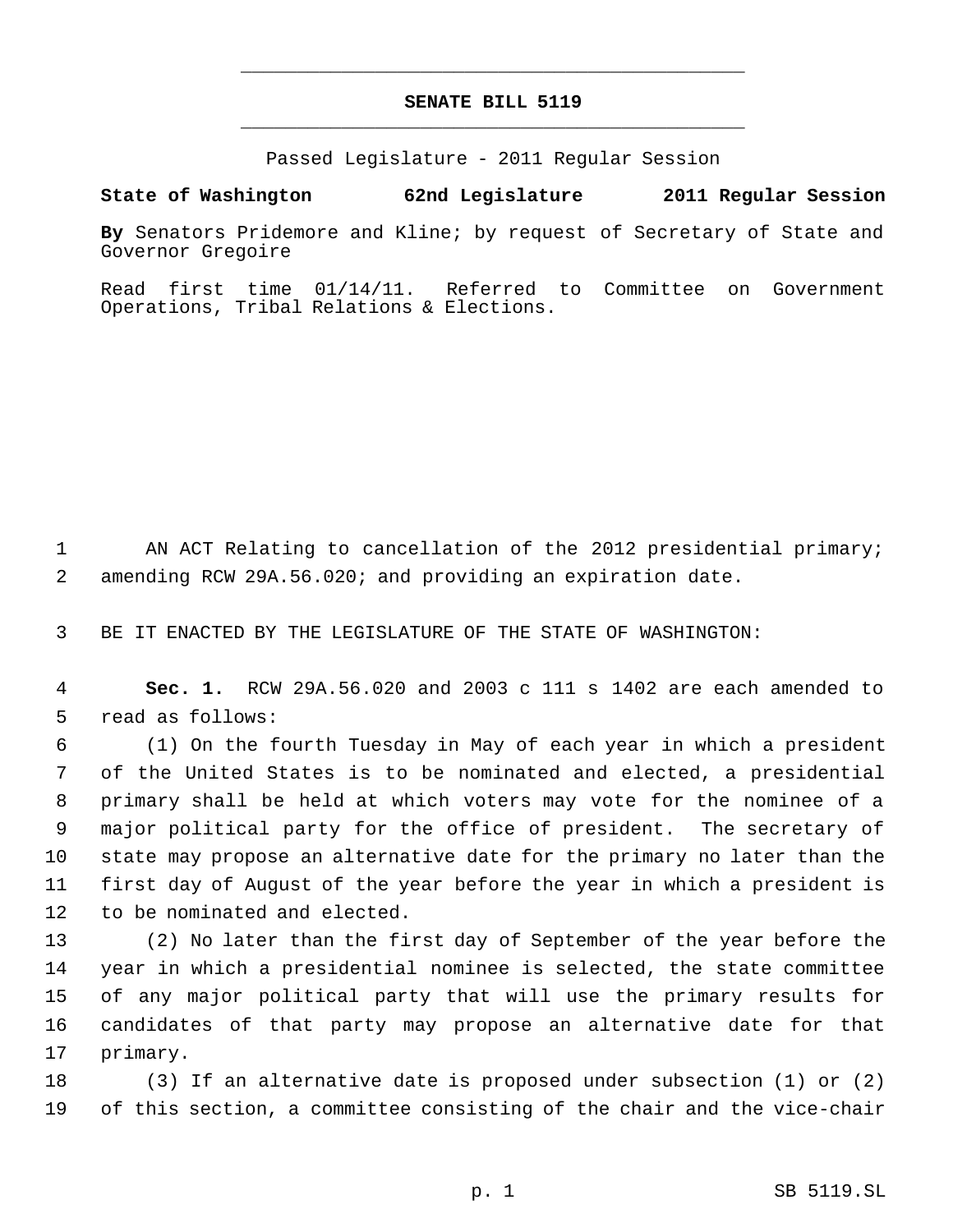# SENATE BILL 5119

Passed Legislature - 2011 Regular Session

**State of Washington 62nd Legislature 2011 Regular Session**

**By** Senators Pridemore and Kline; by request of Secretary of State and Governor Gregoire

Read first time 01/14/11. Referred to Committee on Government Operations, Tribal Relations & Elections.

AN ACT Relating to cancellation of the 2012 presidential primary; amending RCW 29A.56.020; and providing an expiration date.

BE IT ENACTED BY THE LEGISLATURE OF THE STATE OF WASHINGTON:

**Sec. 1.** RCW 29A.56.020 and 2003 c 111 s 1402 are each amended to read as follows:

(1) On the fourth Tuesday in May of each year in which a president of the United States is to be nominated and elected, a presidential primary shall be held at which voters may vote for the nominee of a major political party for the office of president. The secretary of state may propose an alternative date for the primary no later than the first day of August of the year before the year in which a president is to be nominated and elected.

(2) No later than the first day of September of the year before the year in which a presidential nominee is selected, the state committee of any major political party that will use the primary results for candidates of that party may propose an alternative date for that primary.

(3) If an alternative date is proposed under subsection (1) or (2) of this section, a committee consisting of the chair and the vice-chair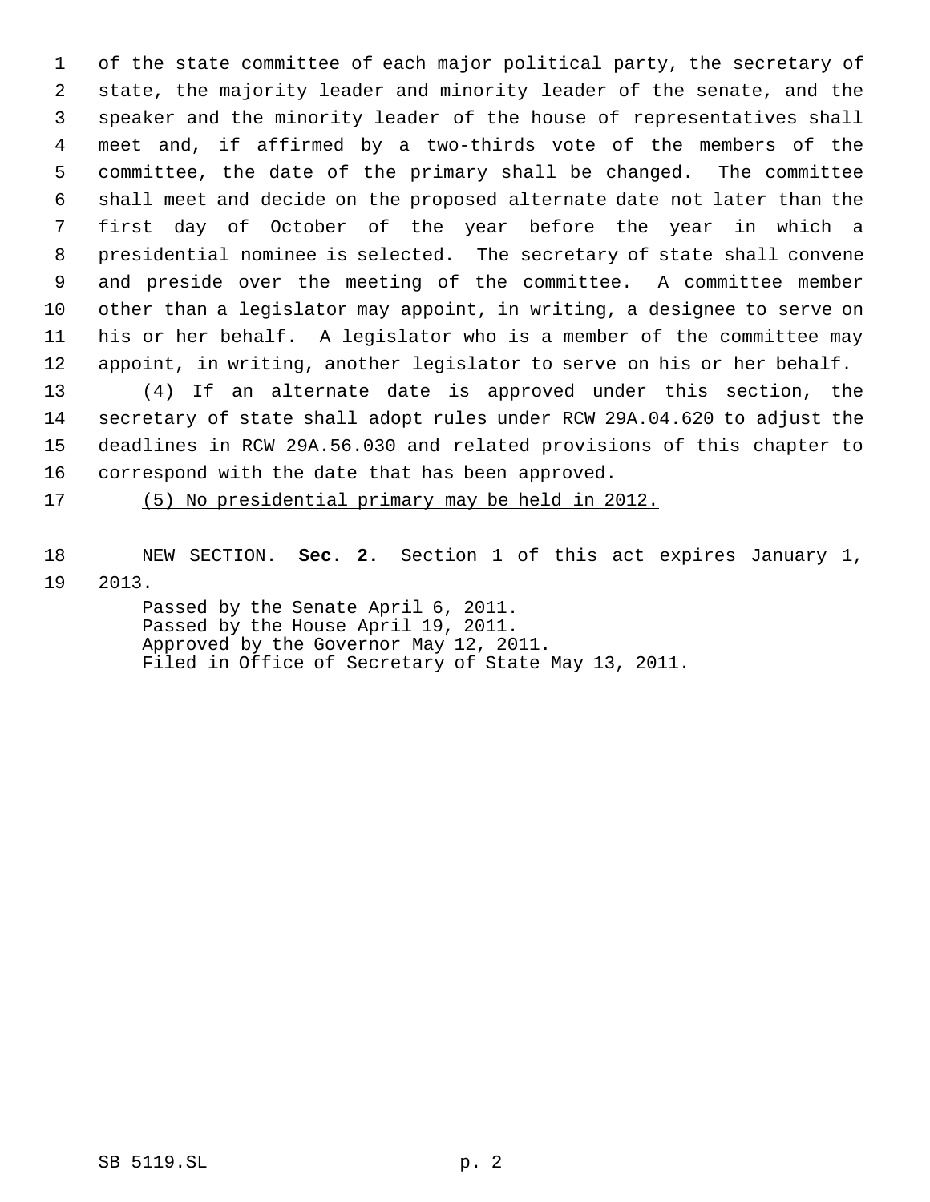of the state committee of each major political party, the secretary of state, the majority leader and minority leader of the senate, and the speaker and the minority leader of the house of representatives shall meet and, if affirmed by a two-thirds vote of the members of the committee, the date of the primary shall be changed. The committee shall meet and decide on the proposed alternate date not later than the first day of October of the year before the year in which a presidential nominee is selected. The secretary of state shall convene and preside over the meeting of the committee. A committee member other than a legislator may appoint, in writing, a designee to serve on his or her behalf. A legislator who is a member of the committee may appoint, in writing, another legislator to serve on his or her behalf.

(4) If an alternate date is approved under this section, the secretary of state shall adopt rules under RCW 29A.04.620 to adjust the deadlines in RCW 29A.56.030 and related provisions of this chapter to correspond with the date that has been approved.

<u>(5) No presidential primary may be held in 2012.</u>

<u>NEW SECTION.</u> **Sec. 2.** Section 1 of this act expires January 1, 2013.

Passed by the Senate April 6, 2011.
Passed by the House April 19, 2011.
Approved by the Governor May 12, 2011.
Filed in Office of Secretary of State May 13, 2011.